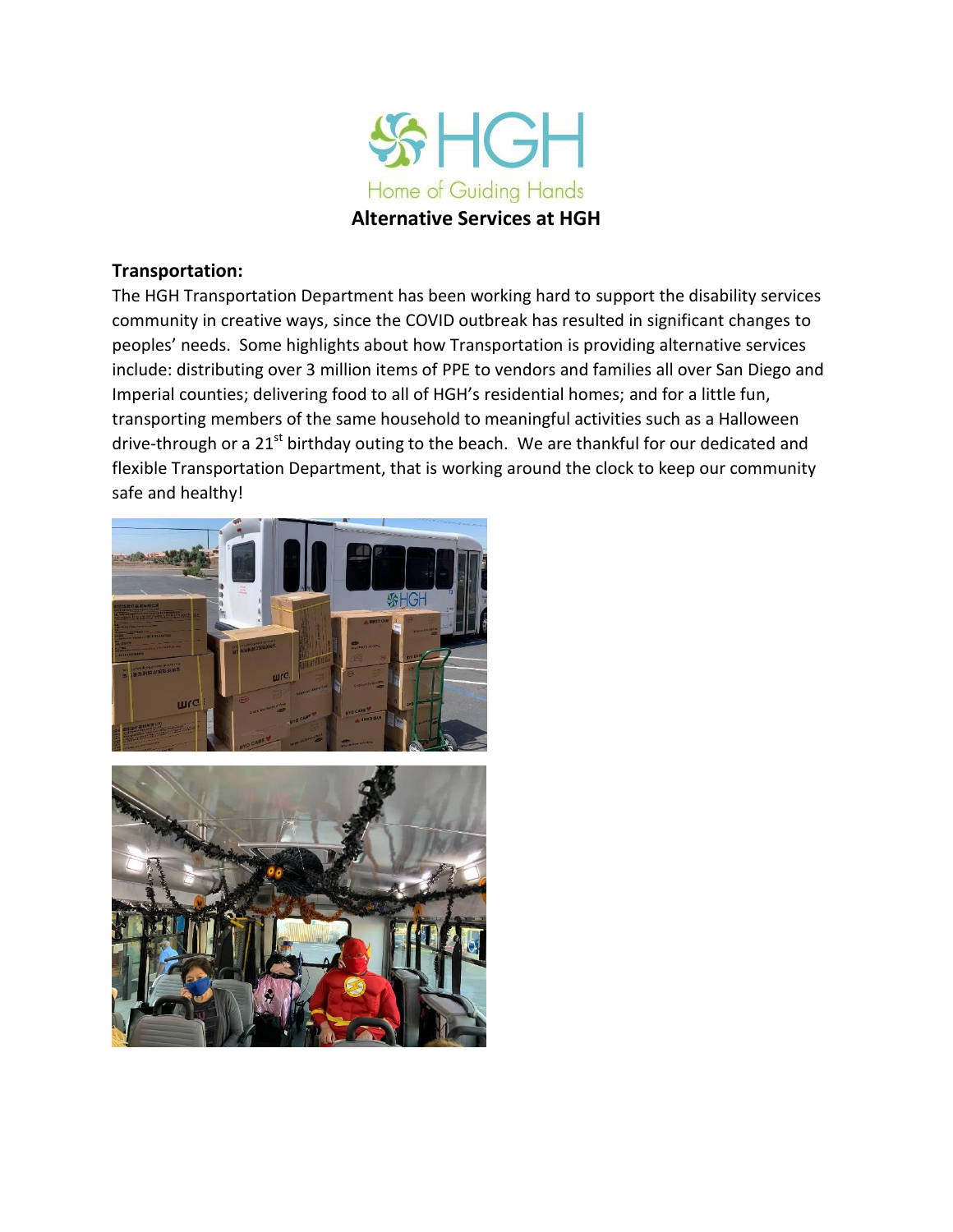HGH

Home of Guiding Hands

# Alternative Services at HGH

**Transportation:**

The HGH Transportation Department has been working hard to support the disability services community in creative ways, since the COVID outbreak has resulted in significant changes to peoples' needs. Some highlights about how Transportation is providing alternative services include: distributing over 3 million items of PPE to vendors and families all over San Diego and Imperial counties; delivering food to all of HGH's residential homes; and for a little fun, transporting members of the same household to meaningful activities such as a Halloween drive-through or a 21st birthday outing to the beach. We are thankful for our dedicated and flexible Transportation Department, that is working around the clock to keep our community safe and healthy!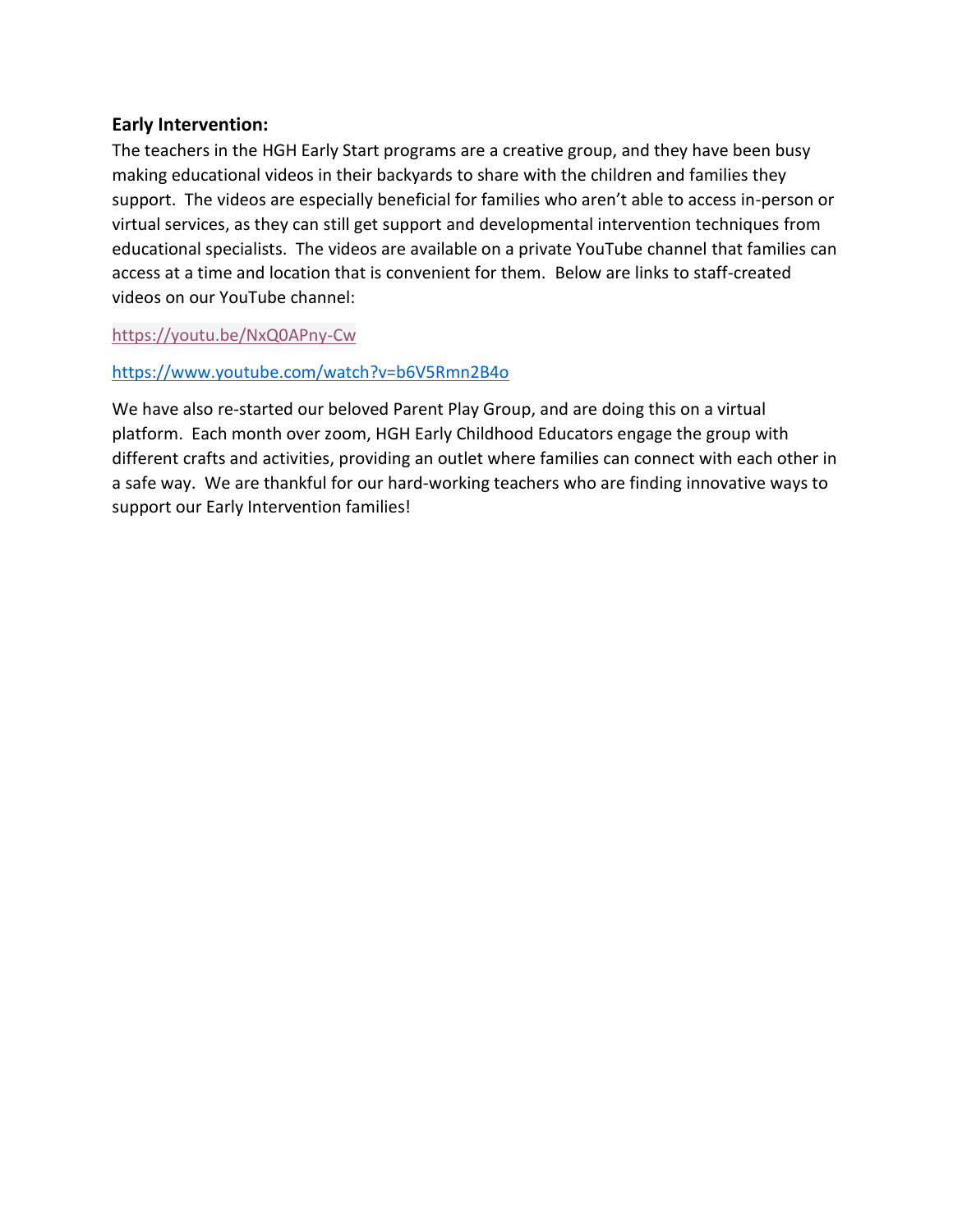**Early Intervention:**

The teachers in the HGH Early Start programs are a creative group, and they have been busy making educational videos in their backyards to share with the children and families they support. The videos are especially beneficial for families who aren't able to access in-person or virtual services, as they can still get support and developmental intervention techniques from educational specialists. The videos are available on a private YouTube channel that families can access at a time and location that is convenient for them. Below are links to staff-created videos on our YouTube channel:

https://youtu.be/NxQ0APny-Cw

https://www.youtube.com/watch?v=b6V5Rmn2B4o

We have also re-started our beloved Parent Play Group, and are doing this on a virtual platform. Each month over zoom, HGH Early Childhood Educators engage the group with different crafts and activities, providing an outlet where families can connect with each other in a safe way. We are thankful for our hard-working teachers who are finding innovative ways to support our Early Intervention families!